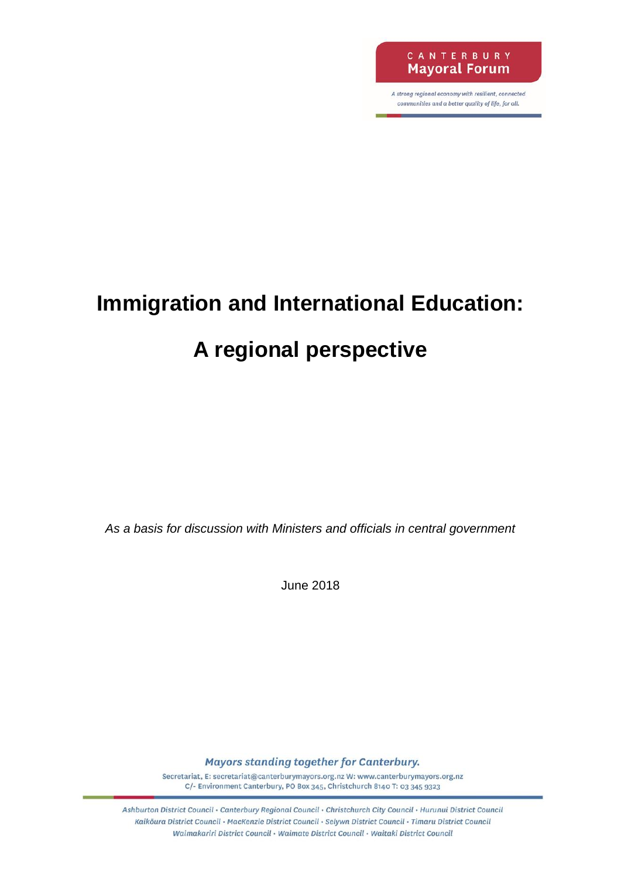CANTERBURY
**Mayoral Forum**

*A strong regional economy with resilient, connected communities and a better quality of life, for all.*

# Immigration and International Education:

# A regional perspective

*As a basis for discussion with Ministers and officials in central government*

June 2018

*Mayors standing together for Canterbury.*

Secretariat, E: secretariat@canterburymayors.org.nz W: www.canterburymayors.org.nz
C/- Environment Canterbury, PO Box 345, Christchurch 8140 T: 03 345 9323

*Ashburton District Council • Canterbury Regional Council • Christchurch City Council • Hurunui District Council
Kaikōura District Council • MacKenzie District Council • Selywn District Council • Timaru District Council
Waimakariri District Council • Waimate District Council • Waitaki District Council*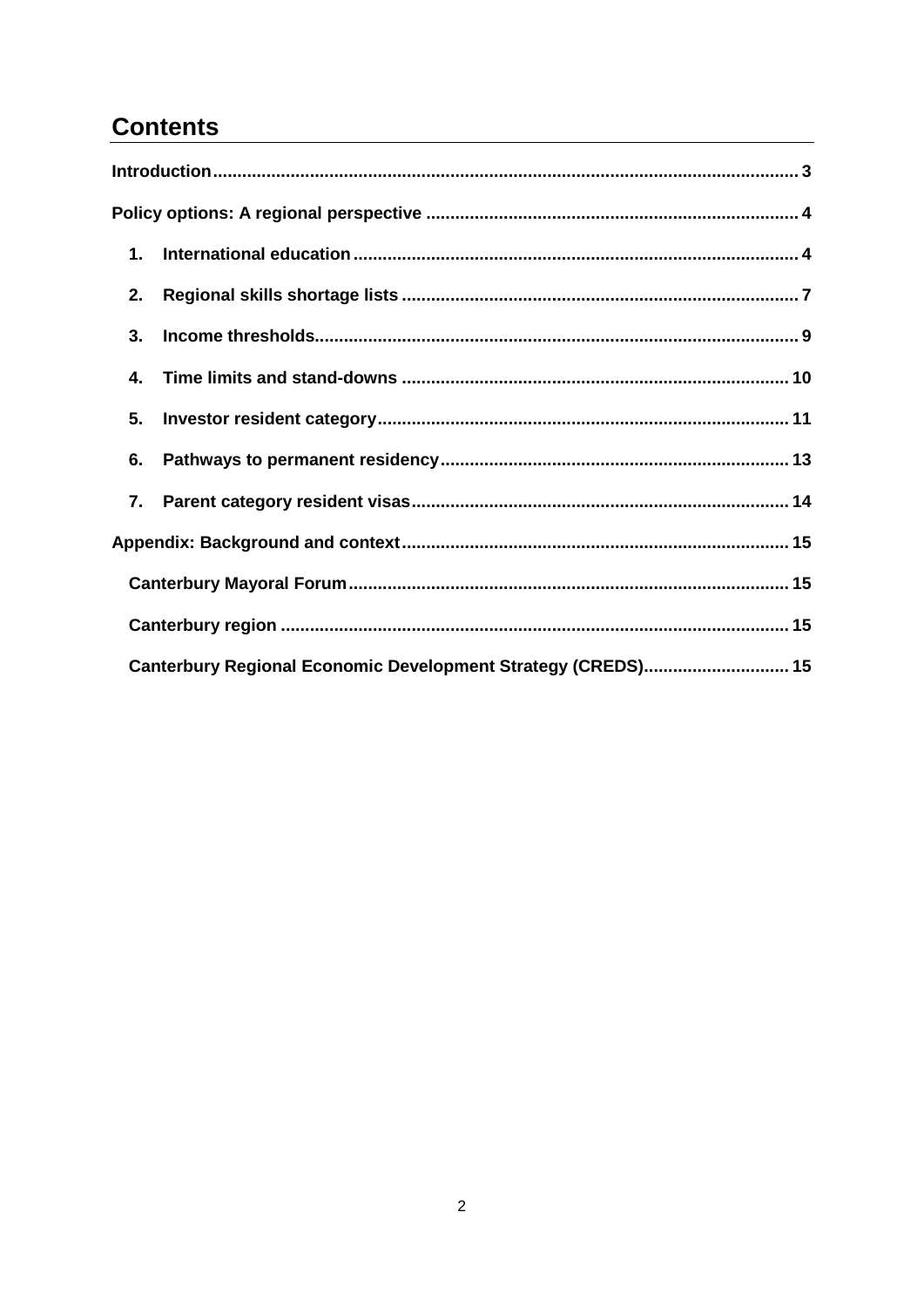# Contents

Introduction .......... 3

Policy options: A regional perspective .......... 4

1. International education .......... 4
2. Regional skills shortage lists .......... 7
3. Income thresholds .......... 9
4. Time limits and stand-downs .......... 10
5. Investor resident category .......... 11
6. Pathways to permanent residency .......... 13
7. Parent category resident visas .......... 14

Appendix: Background and context .......... 15

- Canterbury Mayoral Forum .......... 15
- Canterbury region .......... 15
- Canterbury Regional Economic Development Strategy (CREDS) .......... 15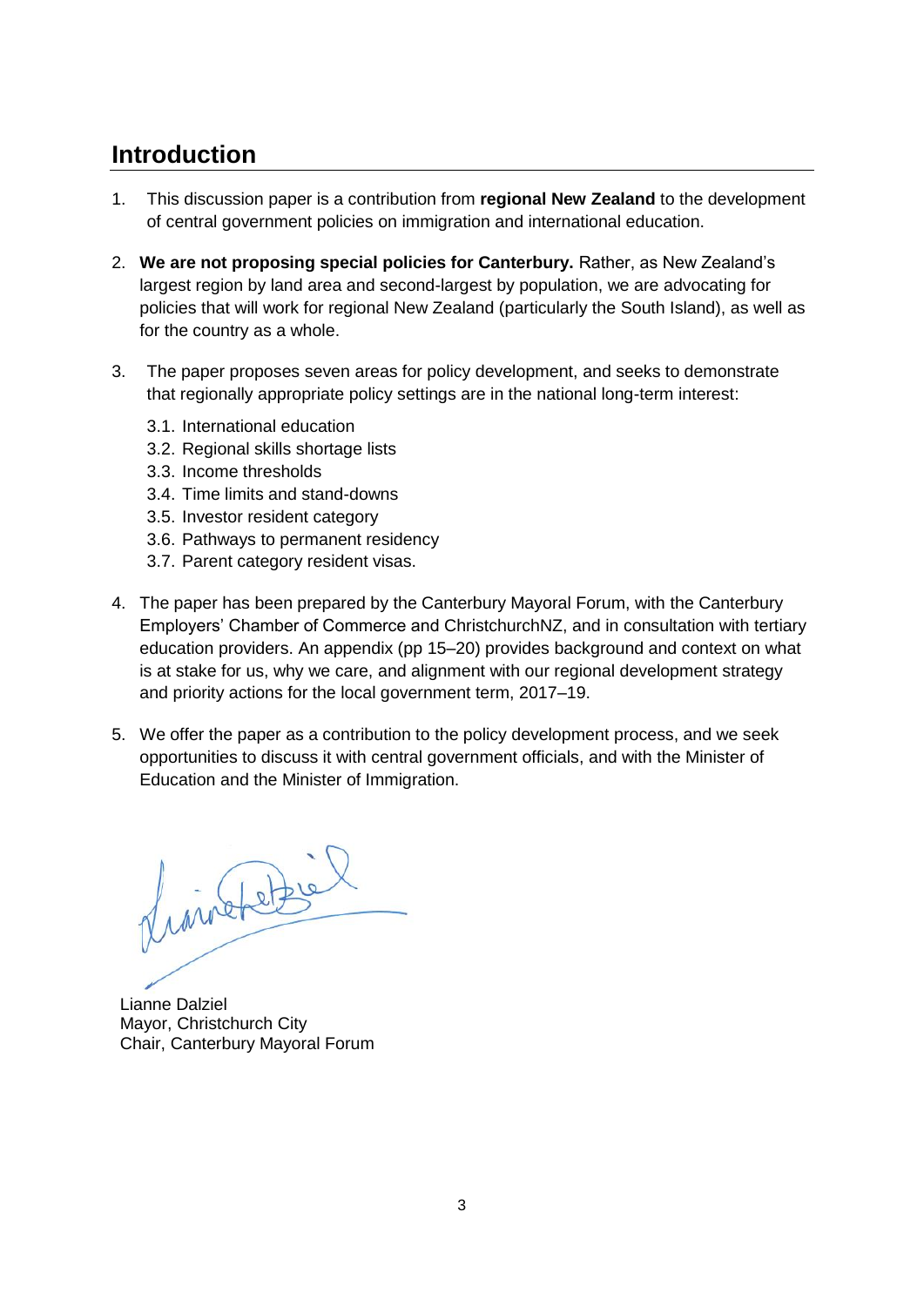## Introduction

1. This discussion paper is a contribution from **regional New Zealand** to the development of central government policies on immigration and international education.

2. **We are not proposing special policies for Canterbury.** Rather, as New Zealand's largest region by land area and second-largest by population, we are advocating for policies that will work for regional New Zealand (particularly the South Island), as well as for the country as a whole.

3. The paper proposes seven areas for policy development, and seeks to demonstrate that regionally appropriate policy settings are in the national long-term interest:

   3.1. International education
   3.2. Regional skills shortage lists
   3.3. Income thresholds
   3.4. Time limits and stand-downs
   3.5. Investor resident category
   3.6. Pathways to permanent residency
   3.7. Parent category resident visas.

4. The paper has been prepared by the Canterbury Mayoral Forum, with the Canterbury Employers' Chamber of Commerce and ChristchurchNZ, and in consultation with tertiary education providers. An appendix (pp 15–20) provides background and context on what is at stake for us, why we care, and alignment with our regional development strategy and priority actions for the local government term, 2017–19.

5. We offer the paper as a contribution to the policy development process, and we seek opportunities to discuss it with central government officials, and with the Minister of Education and the Minister of Immigration.

Lianne Dalziel
Mayor, Christchurch City
Chair, Canterbury Mayoral Forum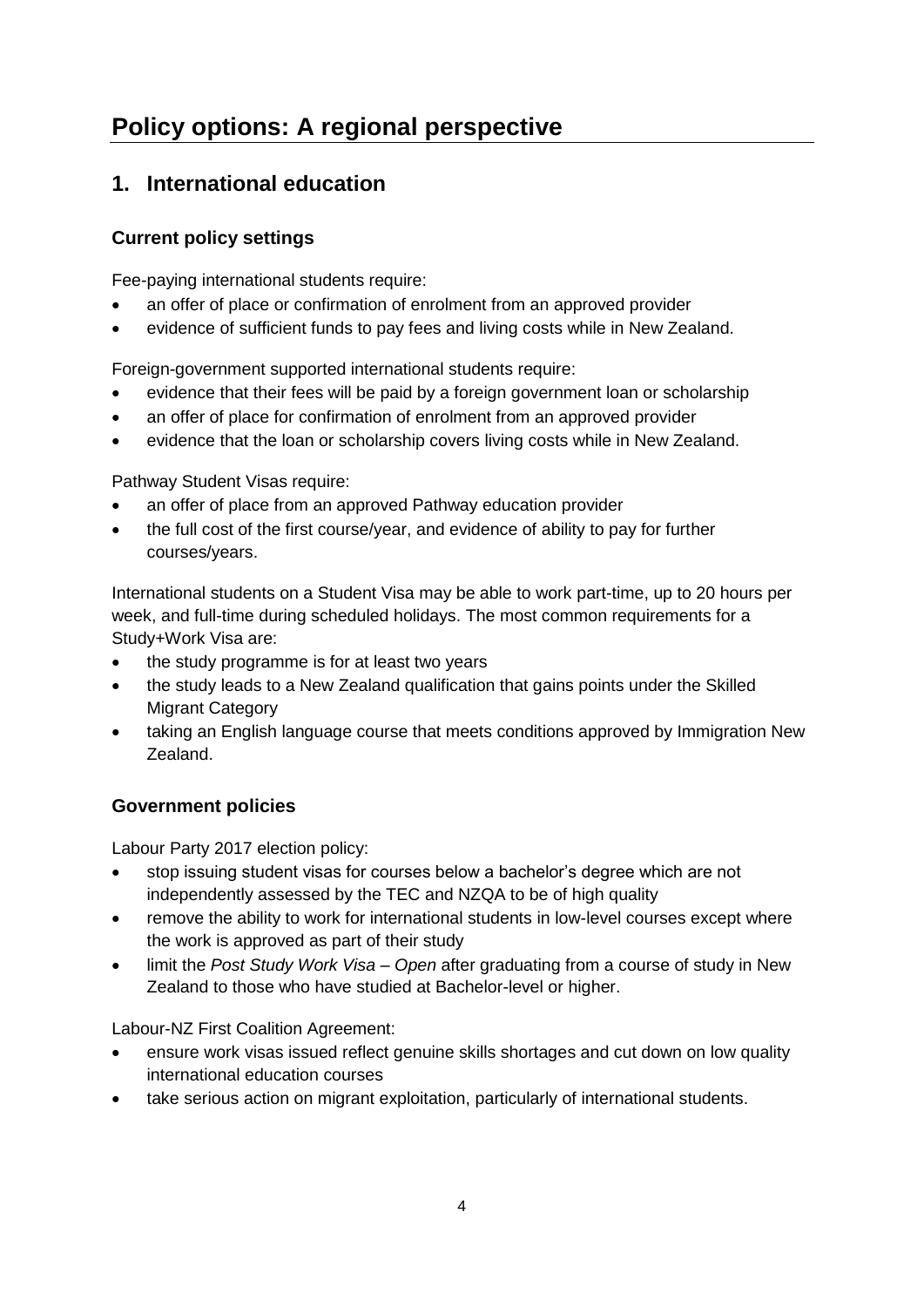# Policy options: A regional perspective

## 1. International education

### Current policy settings

Fee-paying international students require:

- an offer of place or confirmation of enrolment from an approved provider
- evidence of sufficient funds to pay fees and living costs while in New Zealand.

Foreign-government supported international students require:

- evidence that their fees will be paid by a foreign government loan or scholarship
- an offer of place for confirmation of enrolment from an approved provider
- evidence that the loan or scholarship covers living costs while in New Zealand.

Pathway Student Visas require:

- an offer of place from an approved Pathway education provider
- the full cost of the first course/year, and evidence of ability to pay for further courses/years.

International students on a Student Visa may be able to work part-time, up to 20 hours per week, and full-time during scheduled holidays. The most common requirements for a Study+Work Visa are:

- the study programme is for at least two years
- the study leads to a New Zealand qualification that gains points under the Skilled Migrant Category
- taking an English language course that meets conditions approved by Immigration New Zealand.

### Government policies

Labour Party 2017 election policy:

- stop issuing student visas for courses below a bachelor's degree which are not independently assessed by the TEC and NZQA to be of high quality
- remove the ability to work for international students in low-level courses except where the work is approved as part of their study
- limit the *Post Study Work Visa – Open* after graduating from a course of study in New Zealand to those who have studied at Bachelor-level or higher.

Labour-NZ First Coalition Agreement:

- ensure work visas issued reflect genuine skills shortages and cut down on low quality international education courses
- take serious action on migrant exploitation, particularly of international students.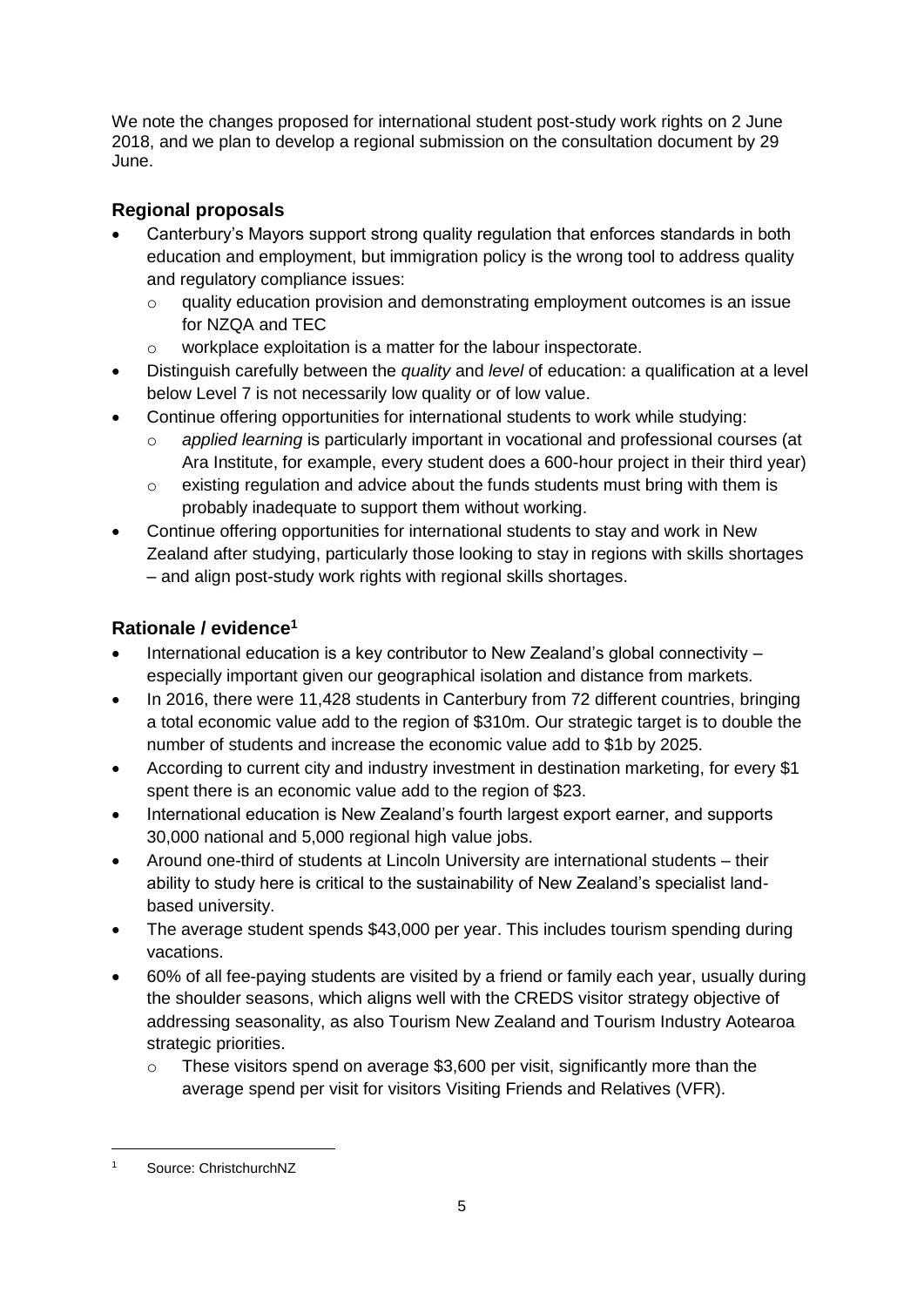We note the changes proposed for international student post-study work rights on 2 June 2018, and we plan to develop a regional submission on the consultation document by 29 June.

## Regional proposals

- Canterbury's Mayors support strong quality regulation that enforces standards in both education and employment, but immigration policy is the wrong tool to address quality and regulatory compliance issues:
  - quality education provision and demonstrating employment outcomes is an issue for NZQA and TEC
  - workplace exploitation is a matter for the labour inspectorate.
- Distinguish carefully between the *quality* and *level* of education: a qualification at a level below Level 7 is not necessarily low quality or of low value.
- Continue offering opportunities for international students to work while studying:
  - *applied learning* is particularly important in vocational and professional courses (at Ara Institute, for example, every student does a 600-hour project in their third year)
  - existing regulation and advice about the funds students must bring with them is probably inadequate to support them without working.
- Continue offering opportunities for international students to stay and work in New Zealand after studying, particularly those looking to stay in regions with skills shortages – and align post-study work rights with regional skills shortages.

## Rationale / evidence[1]

- International education is a key contributor to New Zealand's global connectivity – especially important given our geographical isolation and distance from markets.
- In 2016, there were 11,428 students in Canterbury from 72 different countries, bringing a total economic value add to the region of $310m. Our strategic target is to double the number of students and increase the economic value add to $1b by 2025.
- According to current city and industry investment in destination marketing, for every $1 spent there is an economic value add to the region of $23.
- International education is New Zealand's fourth largest export earner, and supports 30,000 national and 5,000 regional high value jobs.
- Around one-third of students at Lincoln University are international students – their ability to study here is critical to the sustainability of New Zealand's specialist land-based university.
- The average student spends $43,000 per year. This includes tourism spending during vacations.
- 60% of all fee-paying students are visited by a friend or family each year, usually during the shoulder seasons, which aligns well with the CREDS visitor strategy objective of addressing seasonality, as also Tourism New Zealand and Tourism Industry Aotearoa strategic priorities.
  - These visitors spend on average $3,600 per visit, significantly more than the average spend per visit for visitors Visiting Friends and Relatives (VFR).

---

[1] Source: ChristchurchNZ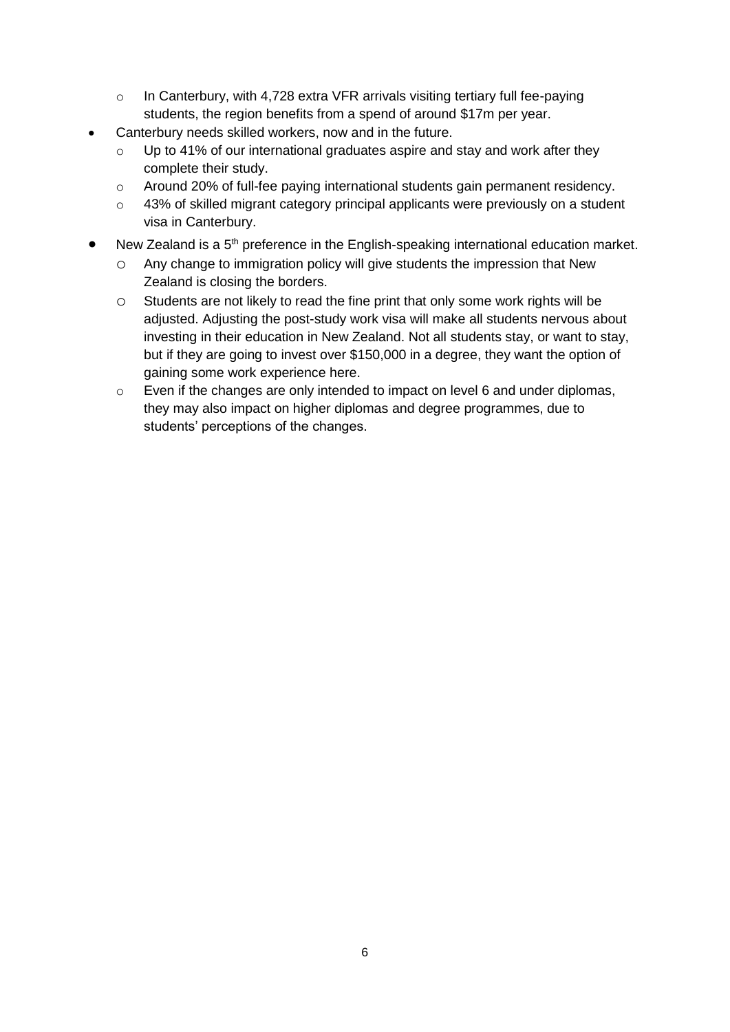- In Canterbury, with 4,728 extra VFR arrivals visiting tertiary full fee-paying students, the region benefits from a spend of around $17m per year.
- Canterbury needs skilled workers, now and in the future.
  - Up to 41% of our international graduates aspire and stay and work after they complete their study.
  - Around 20% of full-fee paying international students gain permanent residency.
  - 43% of skilled migrant category principal applicants were previously on a student visa in Canterbury.
- New Zealand is a 5th preference in the English-speaking international education market.
  - Any change to immigration policy will give students the impression that New Zealand is closing the borders.
  - Students are not likely to read the fine print that only some work rights will be adjusted. Adjusting the post-study work visa will make all students nervous about investing in their education in New Zealand. Not all students stay, or want to stay, but if they are going to invest over $150,000 in a degree, they want the option of gaining some work experience here.
  - Even if the changes are only intended to impact on level 6 and under diplomas, they may also impact on higher diplomas and degree programmes, due to students' perceptions of the changes.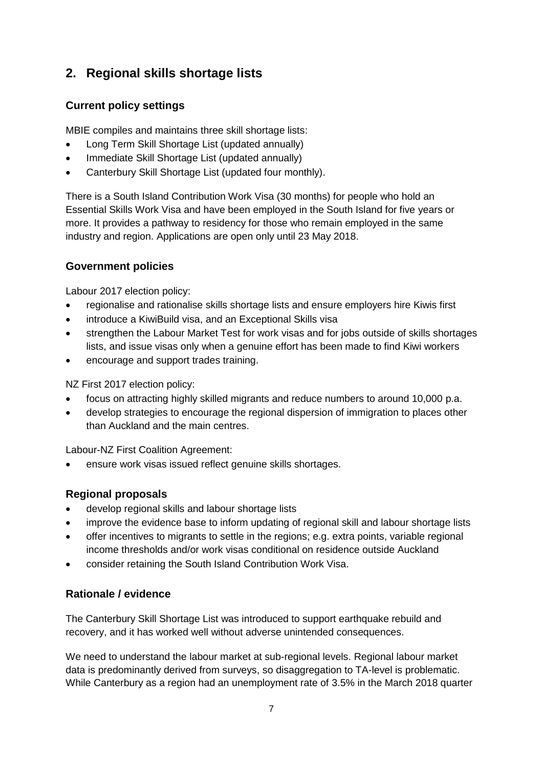## 2. Regional skills shortage lists

### Current policy settings

MBIE compiles and maintains three skill shortage lists:

- Long Term Skill Shortage List (updated annually)
- Immediate Skill Shortage List (updated annually)
- Canterbury Skill Shortage List (updated four monthly).

There is a South Island Contribution Work Visa (30 months) for people who hold an Essential Skills Work Visa and have been employed in the South Island for five years or more. It provides a pathway to residency for those who remain employed in the same industry and region. Applications are open only until 23 May 2018.

### Government policies

Labour 2017 election policy:

- regionalise and rationalise skills shortage lists and ensure employers hire Kiwis first
- introduce a KiwiBuild visa, and an Exceptional Skills visa
- strengthen the Labour Market Test for work visas and for jobs outside of skills shortages lists, and issue visas only when a genuine effort has been made to find Kiwi workers
- encourage and support trades training.

NZ First 2017 election policy:

- focus on attracting highly skilled migrants and reduce numbers to around 10,000 p.a.
- develop strategies to encourage the regional dispersion of immigration to places other than Auckland and the main centres.

Labour-NZ First Coalition Agreement:

- ensure work visas issued reflect genuine skills shortages.

### Regional proposals

- develop regional skills and labour shortage lists
- improve the evidence base to inform updating of regional skill and labour shortage lists
- offer incentives to migrants to settle in the regions; e.g. extra points, variable regional income thresholds and/or work visas conditional on residence outside Auckland
- consider retaining the South Island Contribution Work Visa.

### Rationale / evidence

The Canterbury Skill Shortage List was introduced to support earthquake rebuild and recovery, and it has worked well without adverse unintended consequences.

We need to understand the labour market at sub-regional levels. Regional labour market data is predominantly derived from surveys, so disaggregation to TA-level is problematic. While Canterbury as a region had an unemployment rate of 3.5% in the March 2018 quarter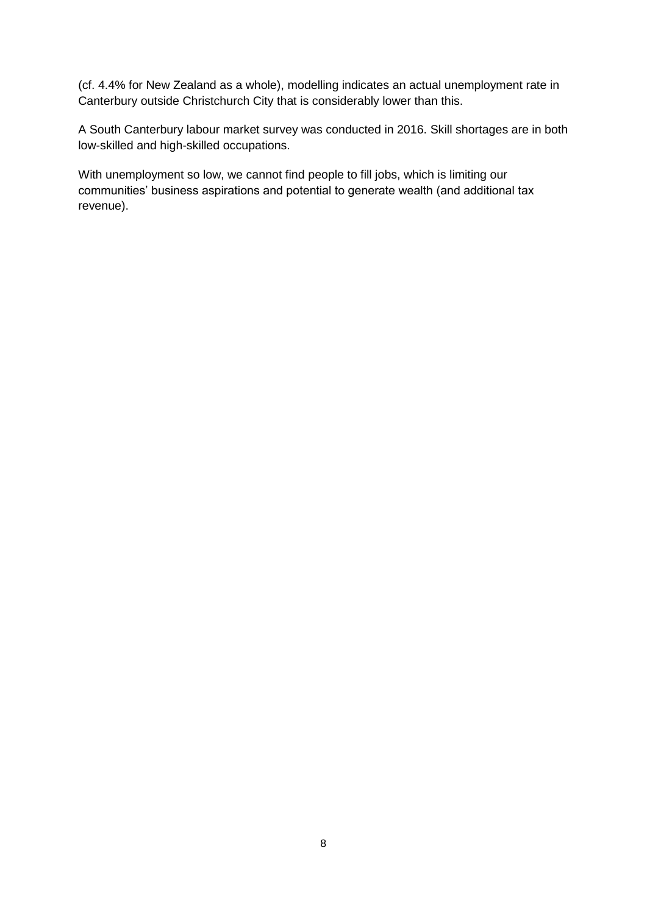(cf. 4.4% for New Zealand as a whole), modelling indicates an actual unemployment rate in Canterbury outside Christchurch City that is considerably lower than this.

A South Canterbury labour market survey was conducted in 2016. Skill shortages are in both low-skilled and high-skilled occupations.

With unemployment so low, we cannot find people to fill jobs, which is limiting our communities' business aspirations and potential to generate wealth (and additional tax revenue).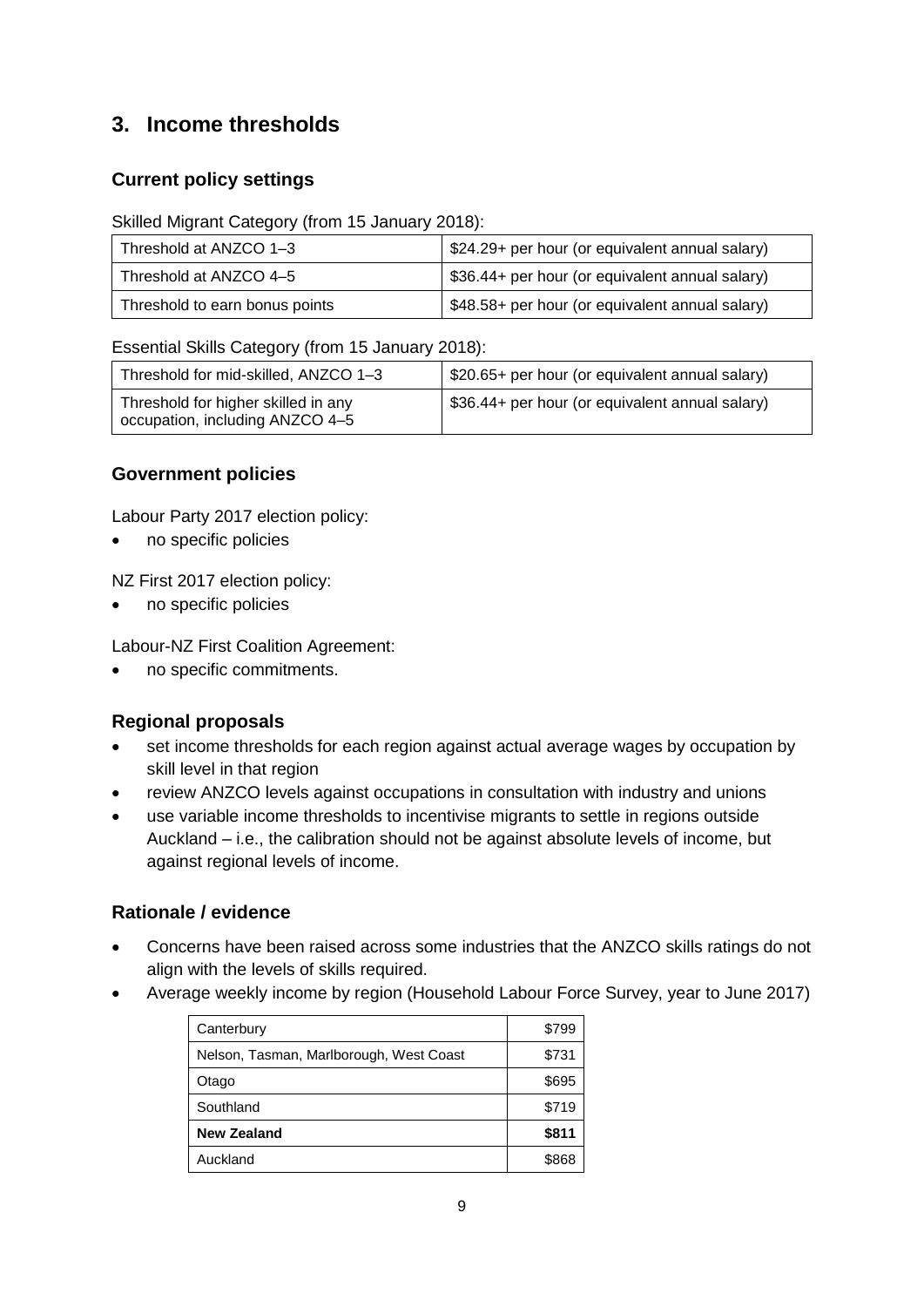## 3. Income thresholds

### Current policy settings

Skilled Migrant Category (from 15 January 2018):

| | |
|---|---|
| Threshold at ANZCO 1–3 | $24.29+ per hour (or equivalent annual salary) |
| Threshold at ANZCO 4–5 | $36.44+ per hour (or equivalent annual salary) |
| Threshold to earn bonus points | $48.58+ per hour (or equivalent annual salary) |

Essential Skills Category (from 15 January 2018):

| | |
|---|---|
| Threshold for mid-skilled, ANZCO 1–3 | $20.65+ per hour (or equivalent annual salary) |
| Threshold for higher skilled in any occupation, including ANZCO 4–5 | $36.44+ per hour (or equivalent annual salary) |

### Government policies

Labour Party 2017 election policy:

- no specific policies

NZ First 2017 election policy:

- no specific policies

Labour-NZ First Coalition Agreement:

- no specific commitments.

### Regional proposals

- set income thresholds for each region against actual average wages by occupation by skill level in that region
- review ANZCO levels against occupations in consultation with industry and unions
- use variable income thresholds to incentivise migrants to settle in regions outside Auckland – i.e., the calibration should not be against absolute levels of income, but against regional levels of income.

### Rationale / evidence

- Concerns have been raised across some industries that the ANZCO skills ratings do not align with the levels of skills required.
- Average weekly income by region (Household Labour Force Survey, year to June 2017)

| | |
|---|---:|
| Canterbury | $799 |
| Nelson, Tasman, Marlborough, West Coast | $731 |
| Otago | $695 |
| Southland | $719 |
| **New Zealand** | **$811** |
| Auckland | $868 |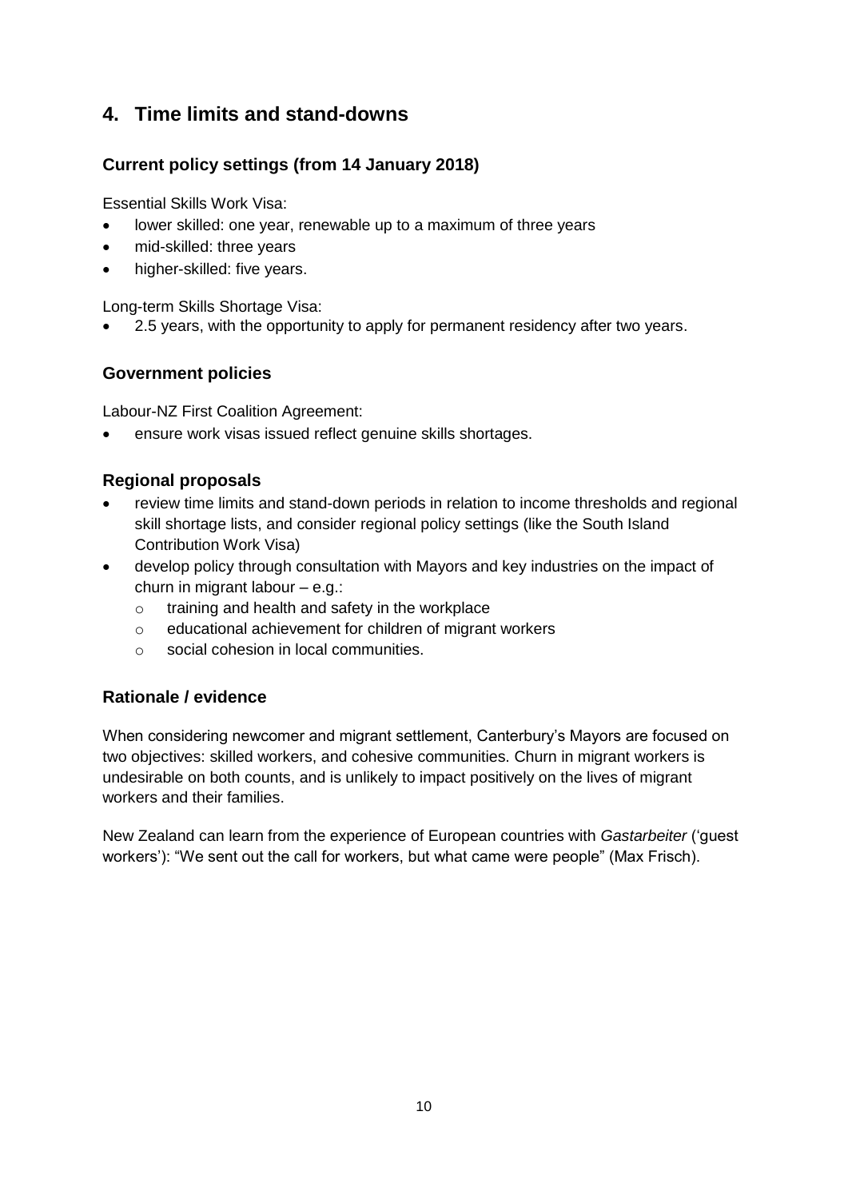## 4. Time limits and stand-downs

### Current policy settings (from 14 January 2018)

Essential Skills Work Visa:

- lower skilled: one year, renewable up to a maximum of three years
- mid-skilled: three years
- higher-skilled: five years.

Long-term Skills Shortage Visa:

- 2.5 years, with the opportunity to apply for permanent residency after two years.

### Government policies

Labour-NZ First Coalition Agreement:

- ensure work visas issued reflect genuine skills shortages.

### Regional proposals

- review time limits and stand-down periods in relation to income thresholds and regional skill shortage lists, and consider regional policy settings (like the South Island Contribution Work Visa)
- develop policy through consultation with Mayors and key industries on the impact of churn in migrant labour – e.g.:
  - training and health and safety in the workplace
  - educational achievement for children of migrant workers
  - social cohesion in local communities.

### Rationale / evidence

When considering newcomer and migrant settlement, Canterbury's Mayors are focused on two objectives: skilled workers, and cohesive communities. Churn in migrant workers is undesirable on both counts, and is unlikely to impact positively on the lives of migrant workers and their families.

New Zealand can learn from the experience of European countries with *Gastarbeiter* ('guest workers'): "We sent out the call for workers, but what came were people" (Max Frisch).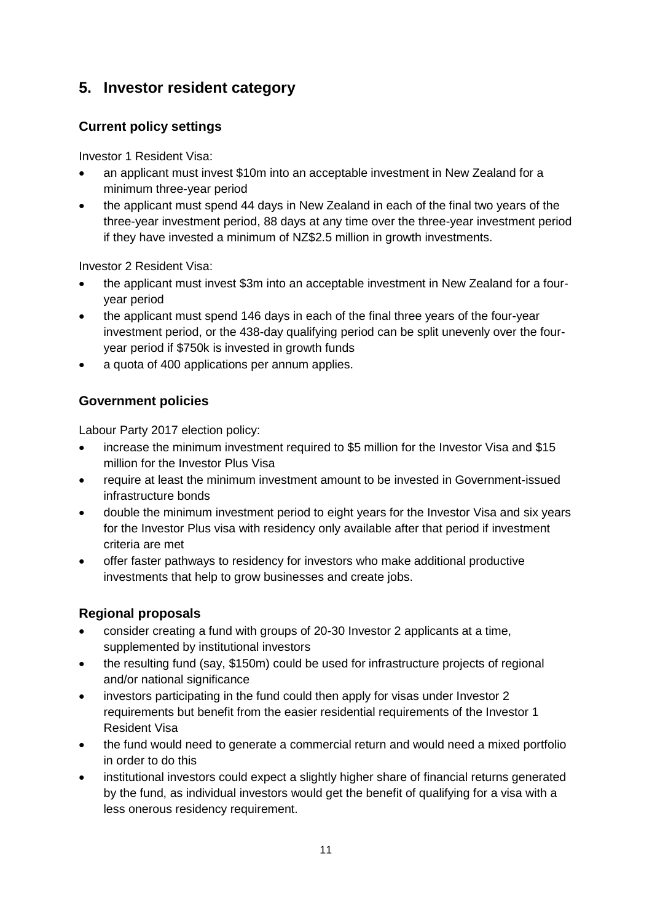## 5. Investor resident category

### Current policy settings

Investor 1 Resident Visa:

- an applicant must invest $10m into an acceptable investment in New Zealand for a minimum three-year period
- the applicant must spend 44 days in New Zealand in each of the final two years of the three-year investment period, 88 days at any time over the three-year investment period if they have invested a minimum of NZ$2.5 million in growth investments.

Investor 2 Resident Visa:

- the applicant must invest $3m into an acceptable investment in New Zealand for a four-year period
- the applicant must spend 146 days in each of the final three years of the four-year investment period, or the 438-day qualifying period can be split unevenly over the four-year period if $750k is invested in growth funds
- a quota of 400 applications per annum applies.

### Government policies

Labour Party 2017 election policy:

- increase the minimum investment required to $5 million for the Investor Visa and $15 million for the Investor Plus Visa
- require at least the minimum investment amount to be invested in Government-issued infrastructure bonds
- double the minimum investment period to eight years for the Investor Visa and six years for the Investor Plus visa with residency only available after that period if investment criteria are met
- offer faster pathways to residency for investors who make additional productive investments that help to grow businesses and create jobs.

### Regional proposals

- consider creating a fund with groups of 20-30 Investor 2 applicants at a time, supplemented by institutional investors
- the resulting fund (say, $150m) could be used for infrastructure projects of regional and/or national significance
- investors participating in the fund could then apply for visas under Investor 2 requirements but benefit from the easier residential requirements of the Investor 1 Resident Visa
- the fund would need to generate a commercial return and would need a mixed portfolio in order to do this
- institutional investors could expect a slightly higher share of financial returns generated by the fund, as individual investors would get the benefit of qualifying for a visa with a less onerous residency requirement.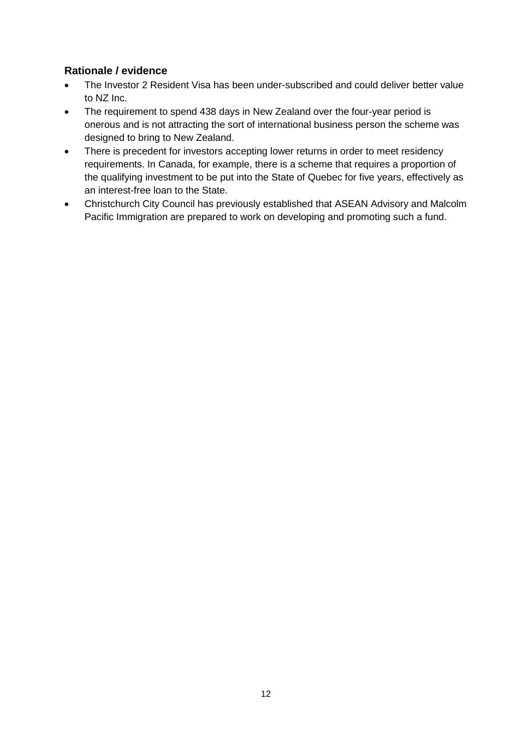### Rationale / evidence

- The Investor 2 Resident Visa has been under-subscribed and could deliver better value to NZ Inc.
- The requirement to spend 438 days in New Zealand over the four-year period is onerous and is not attracting the sort of international business person the scheme was designed to bring to New Zealand.
- There is precedent for investors accepting lower returns in order to meet residency requirements. In Canada, for example, there is a scheme that requires a proportion of the qualifying investment to be put into the State of Quebec for five years, effectively as an interest-free loan to the State.
- Christchurch City Council has previously established that ASEAN Advisory and Malcolm Pacific Immigration are prepared to work on developing and promoting such a fund.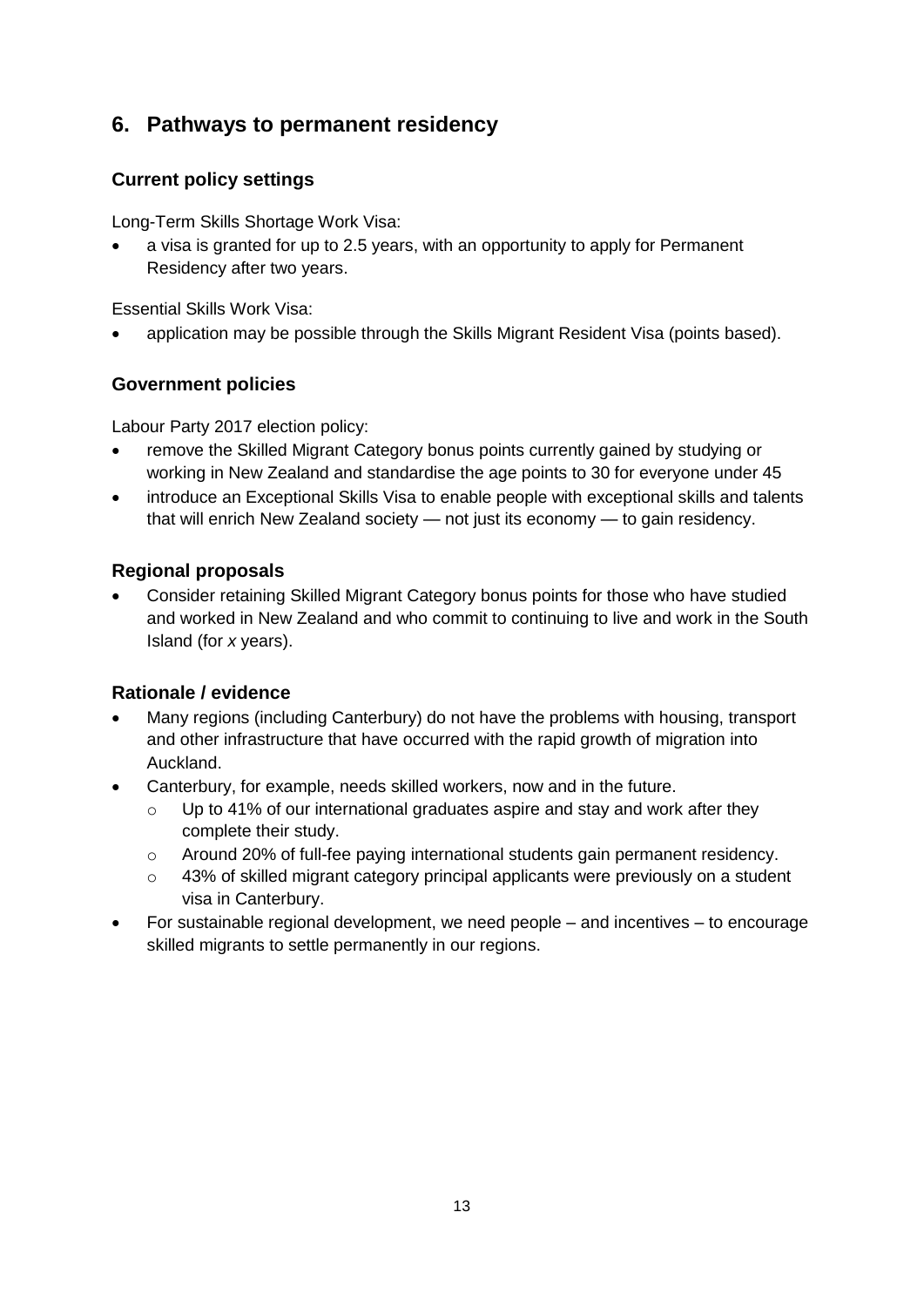## 6. Pathways to permanent residency

### Current policy settings

Long-Term Skills Shortage Work Visa:

- a visa is granted for up to 2.5 years, with an opportunity to apply for Permanent Residency after two years.

Essential Skills Work Visa:

- application may be possible through the Skills Migrant Resident Visa (points based).

### Government policies

Labour Party 2017 election policy:

- remove the Skilled Migrant Category bonus points currently gained by studying or working in New Zealand and standardise the age points to 30 for everyone under 45
- introduce an Exceptional Skills Visa to enable people with exceptional skills and talents that will enrich New Zealand society — not just its economy — to gain residency.

### Regional proposals

- Consider retaining Skilled Migrant Category bonus points for those who have studied and worked in New Zealand and who commit to continuing to live and work in the South Island (for *x* years).

### Rationale / evidence

- Many regions (including Canterbury) do not have the problems with housing, transport and other infrastructure that have occurred with the rapid growth of migration into Auckland.
- Canterbury, for example, needs skilled workers, now and in the future.
  - Up to 41% of our international graduates aspire and stay and work after they complete their study.
  - Around 20% of full-fee paying international students gain permanent residency.
  - 43% of skilled migrant category principal applicants were previously on a student visa in Canterbury.
- For sustainable regional development, we need people – and incentives – to encourage skilled migrants to settle permanently in our regions.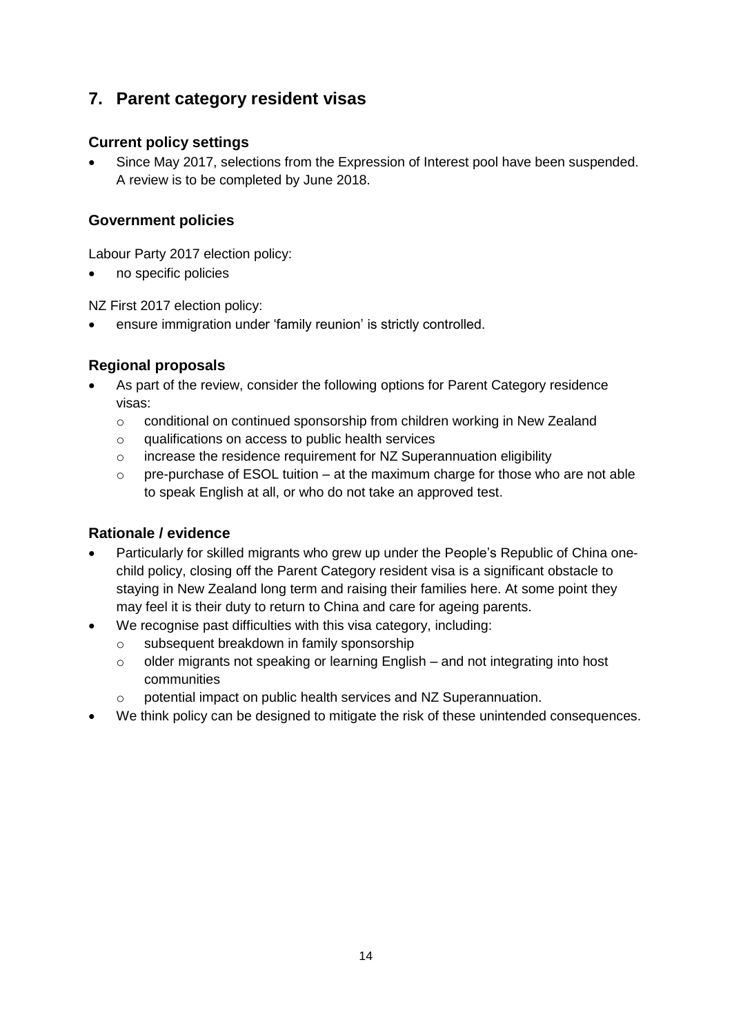## 7. Parent category resident visas

### Current policy settings

- Since May 2017, selections from the Expression of Interest pool have been suspended. A review is to be completed by June 2018.

### Government policies

Labour Party 2017 election policy:

- no specific policies

NZ First 2017 election policy:

- ensure immigration under 'family reunion' is strictly controlled.

### Regional proposals

- As part of the review, consider the following options for Parent Category residence visas:
  - conditional on continued sponsorship from children working in New Zealand
  - qualifications on access to public health services
  - increase the residence requirement for NZ Superannuation eligibility
  - pre-purchase of ESOL tuition – at the maximum charge for those who are not able to speak English at all, or who do not take an approved test.

### Rationale / evidence

- Particularly for skilled migrants who grew up under the People's Republic of China one-child policy, closing off the Parent Category resident visa is a significant obstacle to staying in New Zealand long term and raising their families here. At some point they may feel it is their duty to return to China and care for ageing parents.
- We recognise past difficulties with this visa category, including:
  - subsequent breakdown in family sponsorship
  - older migrants not speaking or learning English – and not integrating into host communities
  - potential impact on public health services and NZ Superannuation.
- We think policy can be designed to mitigate the risk of these unintended consequences.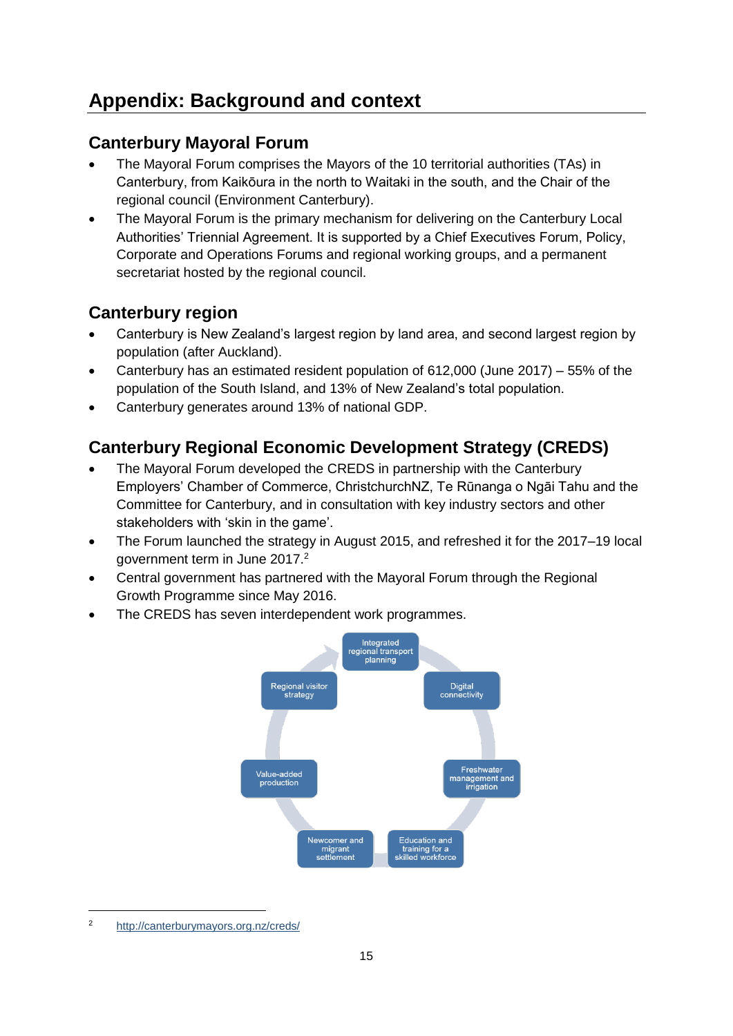# Appendix: Background and context

## Canterbury Mayoral Forum

- The Mayoral Forum comprises the Mayors of the 10 territorial authorities (TAs) in Canterbury, from Kaikōura in the north to Waitaki in the south, and the Chair of the regional council (Environment Canterbury).
- The Mayoral Forum is the primary mechanism for delivering on the Canterbury Local Authorities' Triennial Agreement. It is supported by a Chief Executives Forum, Policy, Corporate and Operations Forums and regional working groups, and a permanent secretariat hosted by the regional council.

## Canterbury region

- Canterbury is New Zealand's largest region by land area, and second largest region by population (after Auckland).
- Canterbury has an estimated resident population of 612,000 (June 2017) – 55% of the population of the South Island, and 13% of New Zealand's total population.
- Canterbury generates around 13% of national GDP.

## Canterbury Regional Economic Development Strategy (CREDS)

- The Mayoral Forum developed the CREDS in partnership with the Canterbury Employers' Chamber of Commerce, ChristchurchNZ, Te Rūnanga o Ngāi Tahu and the Committee for Canterbury, and in consultation with key industry sectors and other stakeholders with 'skin in the game'.
- The Forum launched the strategy in August 2015, and refreshed it for the 2017–19 local government term in June 2017.[2]
- Central government has partnered with the Mayoral Forum through the Regional Growth Programme since May 2016.
- The CREDS has seven interdependent work programmes.

Integrated regional transport planning

Digital connectivity

Freshwater management and irrigation

Education and training for a skilled workforce

Newcomer and migrant settlement

Value-added production

Regional visitor strategy

---

[2] http://canterburymayors.org.nz/creds/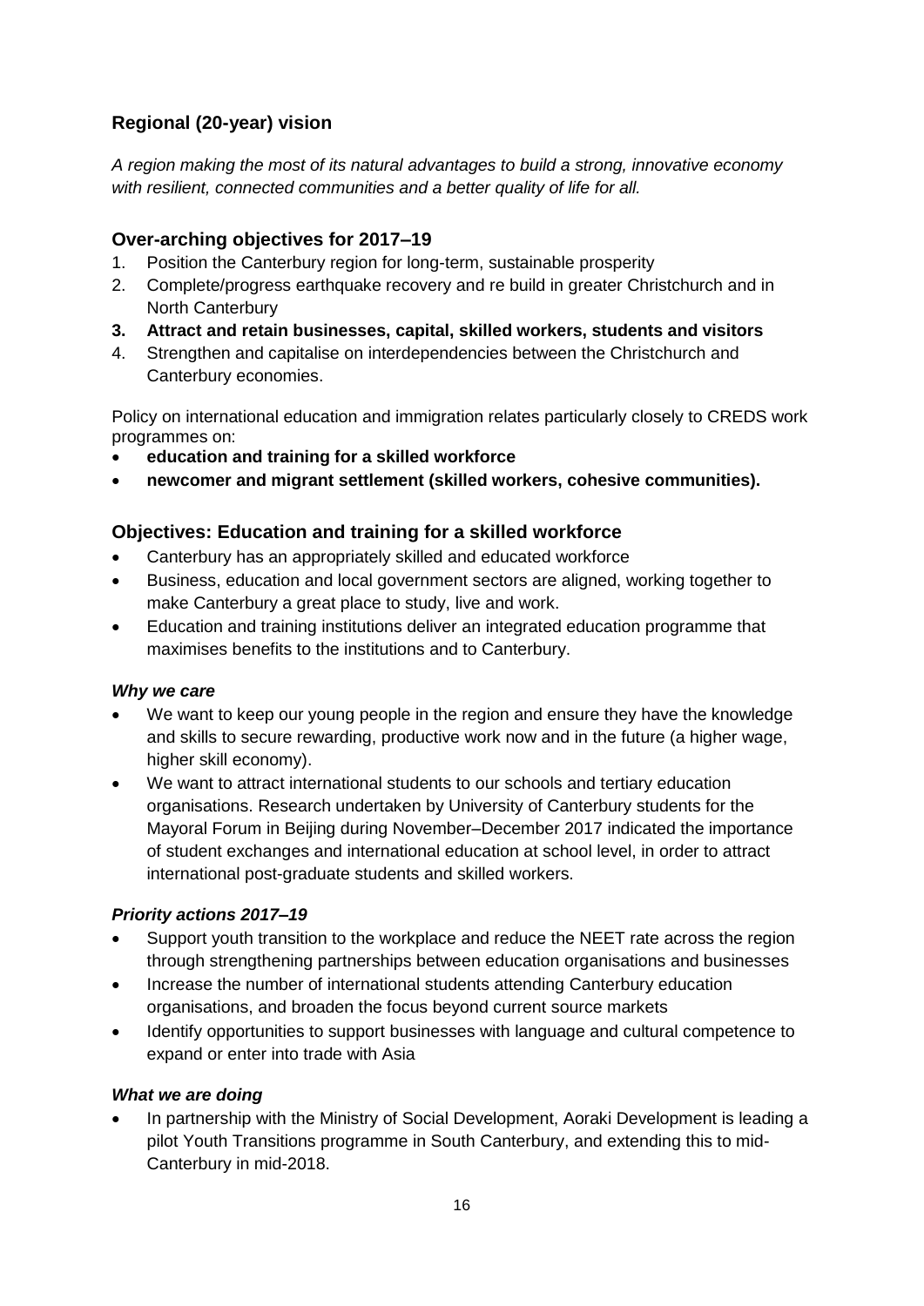## Regional (20-year) vision

*A region making the most of its natural advantages to build a strong, innovative economy with resilient, connected communities and a better quality of life for all.*

### Over-arching objectives for 2017–19

1. Position the Canterbury region for long-term, sustainable prosperity
2. Complete/progress earthquake recovery and re build in greater Christchurch and in North Canterbury
3. **Attract and retain businesses, capital, skilled workers, students and visitors**
4. Strengthen and capitalise on interdependencies between the Christchurch and Canterbury economies.

Policy on international education and immigration relates particularly closely to CREDS work programmes on:

- **education and training for a skilled workforce**
- **newcomer and migrant settlement (skilled workers, cohesive communities).**

### Objectives: Education and training for a skilled workforce

- Canterbury has an appropriately skilled and educated workforce
- Business, education and local government sectors are aligned, working together to make Canterbury a great place to study, live and work.
- Education and training institutions deliver an integrated education programme that maximises benefits to the institutions and to Canterbury.

#### *Why we care*

- We want to keep our young people in the region and ensure they have the knowledge and skills to secure rewarding, productive work now and in the future (a higher wage, higher skill economy).
- We want to attract international students to our schools and tertiary education organisations. Research undertaken by University of Canterbury students for the Mayoral Forum in Beijing during November–December 2017 indicated the importance of student exchanges and international education at school level, in order to attract international post-graduate students and skilled workers.

#### *Priority actions 2017–19*

- Support youth transition to the workplace and reduce the NEET rate across the region through strengthening partnerships between education organisations and businesses
- Increase the number of international students attending Canterbury education organisations, and broaden the focus beyond current source markets
- Identify opportunities to support businesses with language and cultural competence to expand or enter into trade with Asia

#### *What we are doing*

- In partnership with the Ministry of Social Development, Aoraki Development is leading a pilot Youth Transitions programme in South Canterbury, and extending this to mid-Canterbury in mid-2018.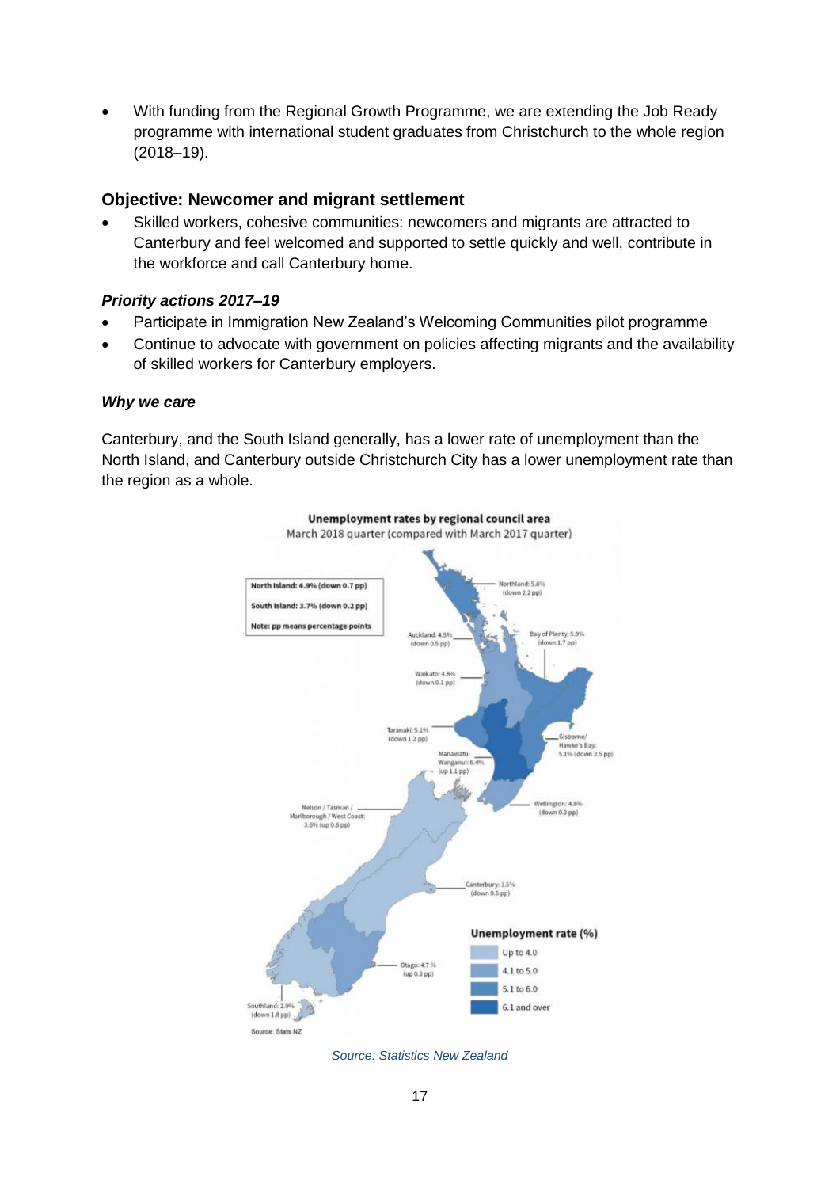- With funding from the Regional Growth Programme, we are extending the Job Ready programme with international student graduates from Christchurch to the whole region (2018–19).

### Objective: Newcomer and migrant settlement

- Skilled workers, cohesive communities: newcomers and migrants are attracted to Canterbury and feel welcomed and supported to settle quickly and well, contribute in the workforce and call Canterbury home.

#### *Priority actions 2017–19*

- Participate in Immigration New Zealand's Welcoming Communities pilot programme
- Continue to advocate with government on policies affecting migrants and the availability of skilled workers for Canterbury employers.

#### *Why we care*

Canterbury, and the South Island generally, has a lower rate of unemployment than the North Island, and Canterbury outside Christchurch City has a lower unemployment rate than the region as a whole.

**Unemployment rates by regional council area**
March 2018 quarter (compared with March 2017 quarter)

**North Island: 4.9% (down 0.7 pp)**
**South Island: 3.7% (down 0.2 pp)**
**Note: pp means percentage points**

Northland: 5.8% (down 2.2 pp)
Auckland: 4.5% (down 0.5 pp)
Bay of Plenty: 5.9% (down 1.7 pp)
Waikato: 4.8% (down 0.1 pp)
Taranaki: 5.1% (down 1.2 pp)
Gisborne/Hawke's Bay: 5.1% (down 2.5 pp)
Manawatu-Wanganui: 6.4% (up 1.1 pp)
Wellington: 4.8% (down 0.3 pp)
Nelson / Tasman / Marlborough / West Coast: 3.6% (up 0.8 pp)
Canterbury: 3.5% (down 0.5 pp)
Otago: 4.7% (up 0.3 pp)
Southland: 2.9% (down 1.8 pp)

**Unemployment rate (%)**
Up to 4.0
4.1 to 5.0
5.1 to 6.0
6.1 and over

Source: Stats NZ

*Source: Statistics New Zealand*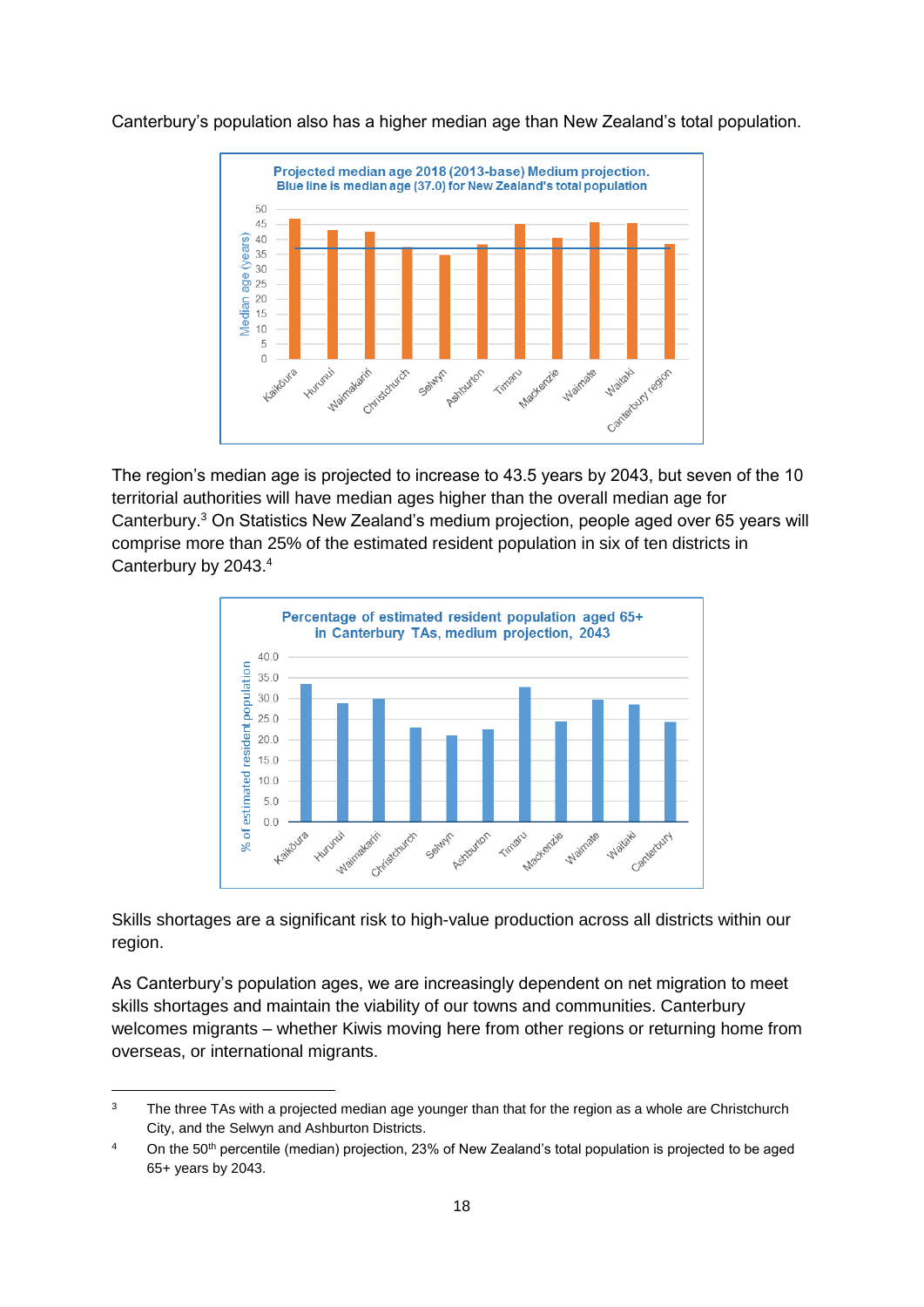Canterbury's population also has a higher median age than New Zealand's total population.

**Projected median age 2018 (2013-base) Medium projection.**
**Blue line is median age (37.0) for New Zealand's total population**

Median age (years)

Kaikōura, Hurunui, Waimakariri, Christchurch, Selwyn, Ashburton, Timaru, Mackenzie, Waimate, Waitaki, Canterbury region

The region's median age is projected to increase to 43.5 years by 2043, but seven of the 10 territorial authorities will have median ages higher than the overall median age for Canterbury.[3] On Statistics New Zealand's medium projection, people aged over 65 years will comprise more than 25% of the estimated resident population in six of ten districts in Canterbury by 2043.[4]

**Percentage of estimated resident population aged 65+ in Canterbury TAs, medium projection, 2043**

% of estimated resident population

Kaikōura, Hurunui, Waimakariri, Christchurch, Selwyn, Ashburton, Timaru, Mackenzie, Waimate, Waitaki, Canterbury

Skills shortages are a significant risk to high-value production across all districts within our region.

As Canterbury's population ages, we are increasingly dependent on net migration to meet skills shortages and maintain the viability of our towns and communities. Canterbury welcomes migrants – whether Kiwis moving here from other regions or returning home from overseas, or international migrants.

---

[3] The three TAs with a projected median age younger than that for the region as a whole are Christchurch City, and the Selwyn and Ashburton Districts.

[4] On the 50th percentile (median) projection, 23% of New Zealand's total population is projected to be aged 65+ years by 2043.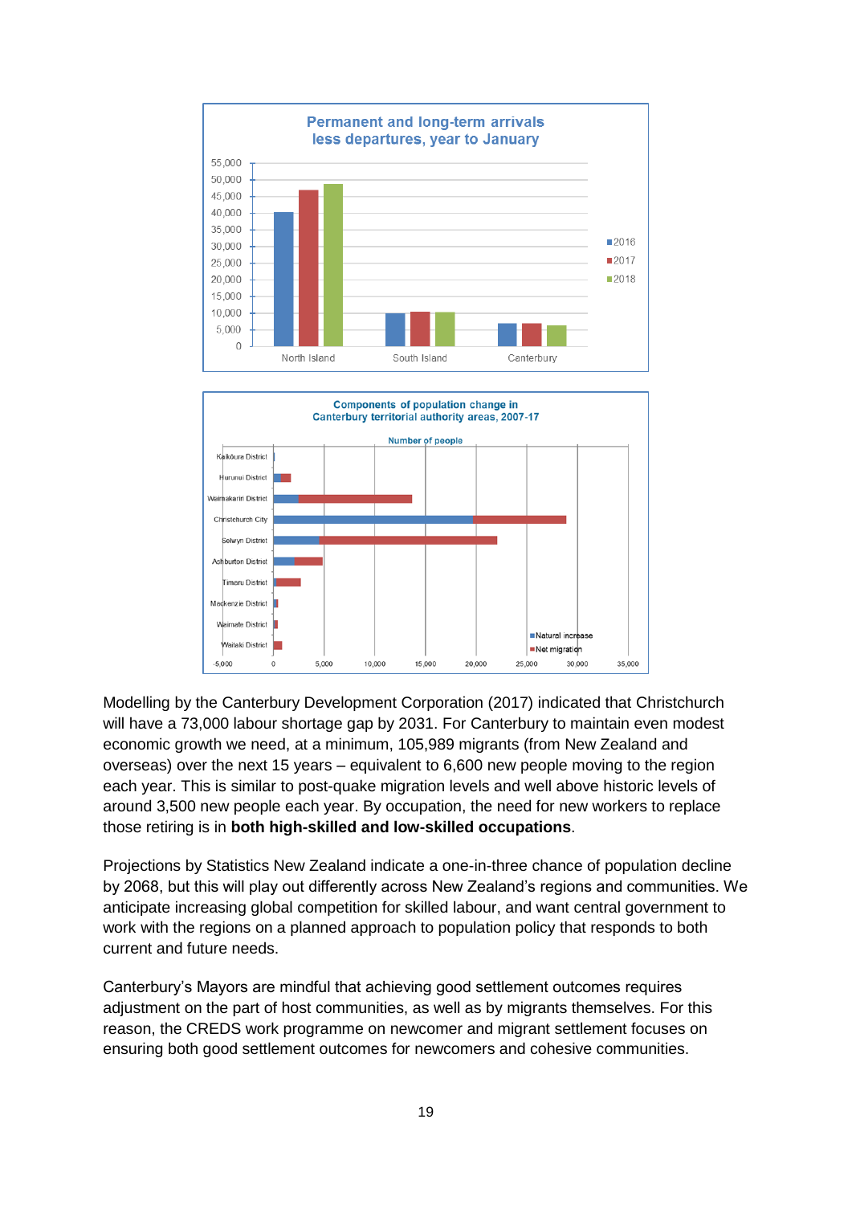**Permanent and long-term arrivals less departures, year to January**

**Components of population change in Canterbury territorial authority areas, 2007-17**

Modelling by the Canterbury Development Corporation (2017) indicated that Christchurch will have a 73,000 labour shortage gap by 2031. For Canterbury to maintain even modest economic growth we need, at a minimum, 105,989 migrants (from New Zealand and overseas) over the next 15 years – equivalent to 6,600 new people moving to the region each year. This is similar to post-quake migration levels and well above historic levels of around 3,500 new people each year. By occupation, the need for new workers to replace those retiring is in **both high-skilled and low-skilled occupations**.

Projections by Statistics New Zealand indicate a one-in-three chance of population decline by 2068, but this will play out differently across New Zealand's regions and communities. We anticipate increasing global competition for skilled labour, and want central government to work with the regions on a planned approach to population policy that responds to both current and future needs.

Canterbury's Mayors are mindful that achieving good settlement outcomes requires adjustment on the part of host communities, as well as by migrants themselves. For this reason, the CREDS work programme on newcomer and migrant settlement focuses on ensuring both good settlement outcomes for newcomers and cohesive communities.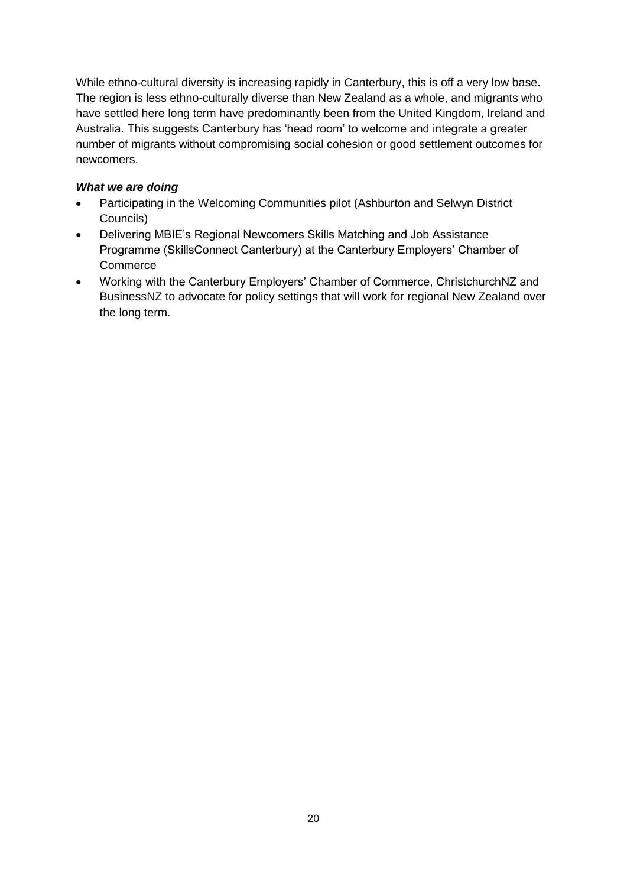While ethno-cultural diversity is increasing rapidly in Canterbury, this is off a very low base. The region is less ethno-culturally diverse than New Zealand as a whole, and migrants who have settled here long term have predominantly been from the United Kingdom, Ireland and Australia. This suggests Canterbury has 'head room' to welcome and integrate a greater number of migrants without compromising social cohesion or good settlement outcomes for newcomers.

***What we are doing***

- Participating in the Welcoming Communities pilot (Ashburton and Selwyn District Councils)
- Delivering MBIE's Regional Newcomers Skills Matching and Job Assistance Programme (SkillsConnect Canterbury) at the Canterbury Employers' Chamber of Commerce
- Working with the Canterbury Employers' Chamber of Commerce, ChristchurchNZ and BusinessNZ to advocate for policy settings that will work for regional New Zealand over the long term.